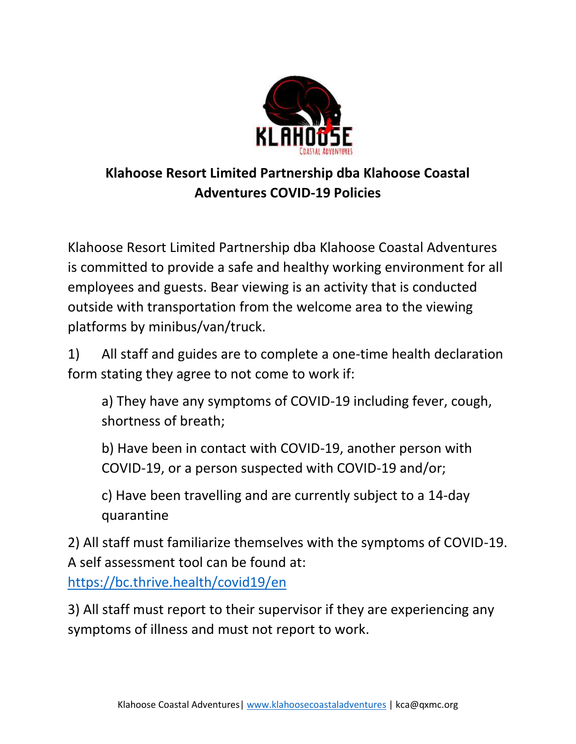# Klahoose Resort Limited Partnership dba Klahoose Coastal Adventures COVID-19 Policies

Klahoose Resort Limited Partnership dba Klahoose Coastal Adventures is committed to provide a safe and healthy working environment for all employees and guests. Bear viewing is an activity that is conducted outside with transportation from the welcome area to the viewing platforms by minibus/van/truck.

1) All staff and guides are to complete a one-time health declaration form stating they agree to not come to work if:

   a) They have any symptoms of COVID-19 including fever, cough, shortness of breath;

   b) Have been in contact with COVID-19, another person with COVID-19, or a person suspected with COVID-19 and/or;

   c) Have been travelling and are currently subject to a 14-day quarantine

2) All staff must familiarize themselves with the symptoms of COVID-19. A self assessment tool can be found at: https://bc.thrive.health/covid19/en

3) All staff must report to their supervisor if they are experiencing any symptoms of illness and must not report to work.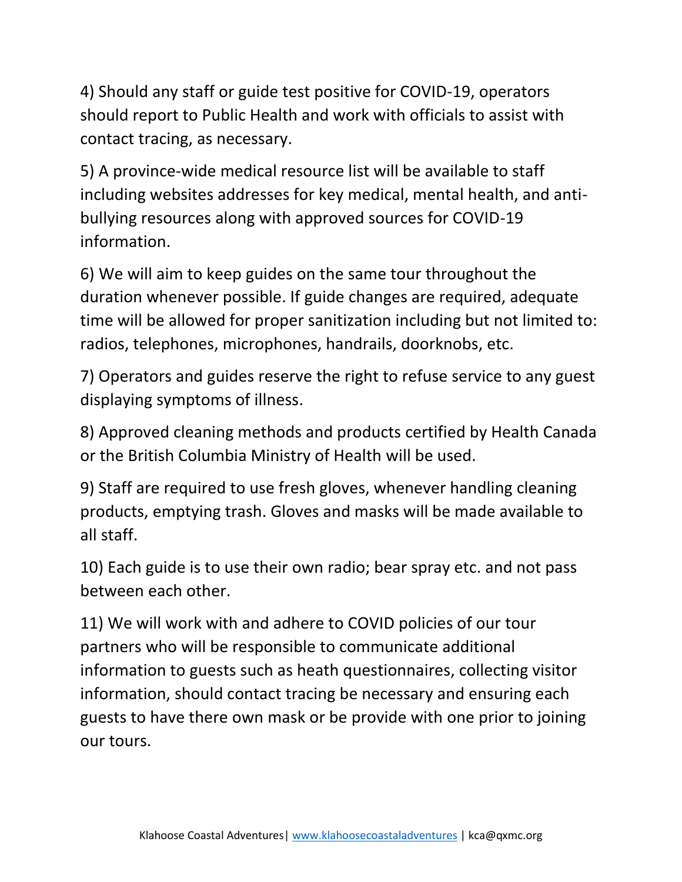4) Should any staff or guide test positive for COVID-19, operators should report to Public Health and work with officials to assist with contact tracing, as necessary.

5) A province-wide medical resource list will be available to staff including websites addresses for key medical, mental health, and anti-bullying resources along with approved sources for COVID-19 information.

6) We will aim to keep guides on the same tour throughout the duration whenever possible. If guide changes are required, adequate time will be allowed for proper sanitization including but not limited to: radios, telephones, microphones, handrails, doorknobs, etc.

7) Operators and guides reserve the right to refuse service to any guest displaying symptoms of illness.

8) Approved cleaning methods and products certified by Health Canada or the British Columbia Ministry of Health will be used.

9) Staff are required to use fresh gloves, whenever handling cleaning products, emptying trash. Gloves and masks will be made available to all staff.

10) Each guide is to use their own radio; bear spray etc. and not pass between each other.

11) We will work with and adhere to COVID policies of our tour partners who will be responsible to communicate additional information to guests such as heath questionnaires, collecting visitor information, should contact tracing be necessary and ensuring each guests to have there own mask or be provide with one prior to joining our tours.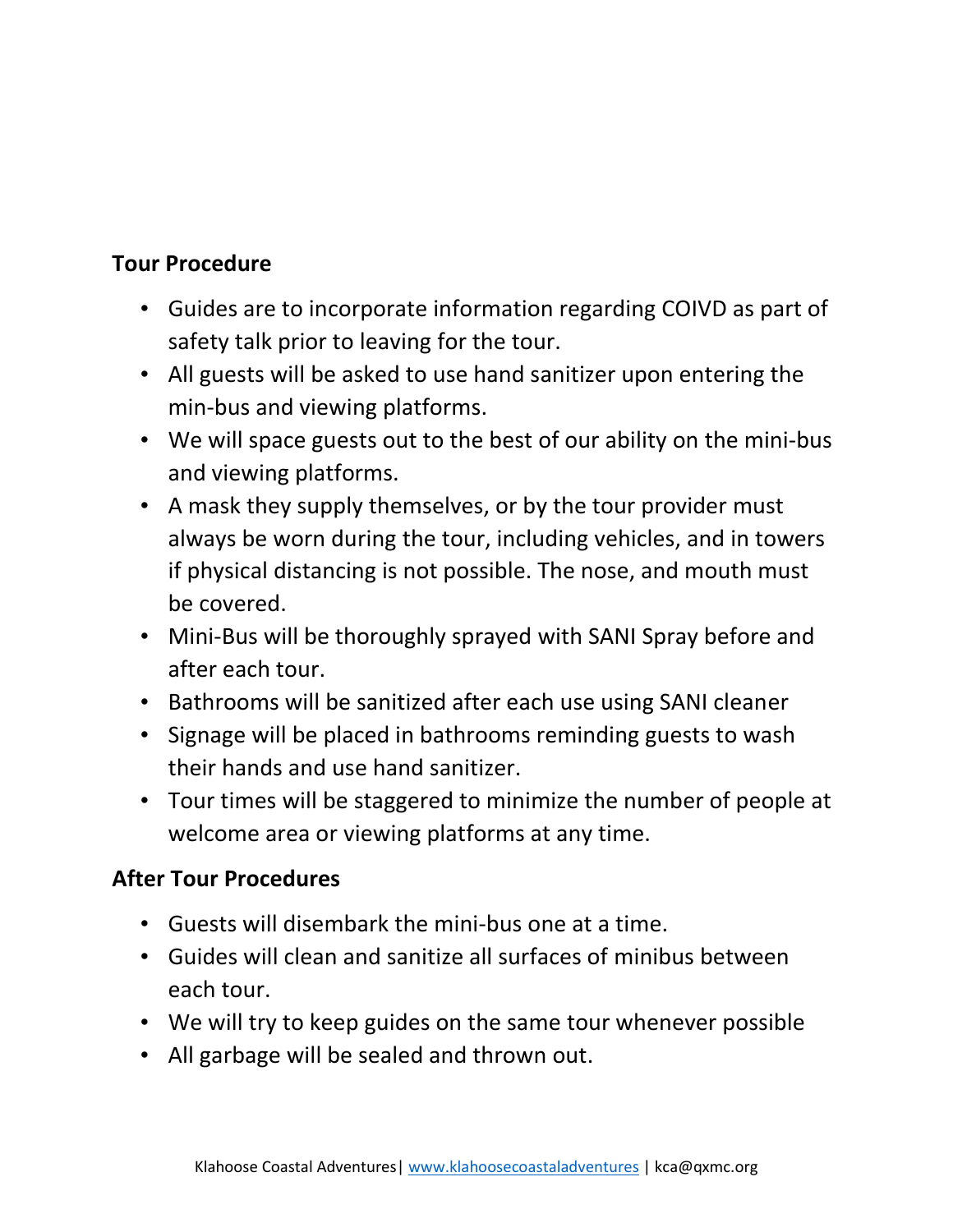## Tour Procedure

- Guides are to incorporate information regarding COIVD as part of safety talk prior to leaving for the tour.
- All guests will be asked to use hand sanitizer upon entering the min-bus and viewing platforms.
- We will space guests out to the best of our ability on the mini-bus and viewing platforms.
- A mask they supply themselves, or by the tour provider must always be worn during the tour, including vehicles, and in towers if physical distancing is not possible. The nose, and mouth must be covered.
- Mini-Bus will be thoroughly sprayed with SANI Spray before and after each tour.
- Bathrooms will be sanitized after each use using SANI cleaner
- Signage will be placed in bathrooms reminding guests to wash their hands and use hand sanitizer.
- Tour times will be staggered to minimize the number of people at welcome area or viewing platforms at any time.

## After Tour Procedures

- Guests will disembark the mini-bus one at a time.
- Guides will clean and sanitize all surfaces of minibus between each tour.
- We will try to keep guides on the same tour whenever possible
- All garbage will be sealed and thrown out.